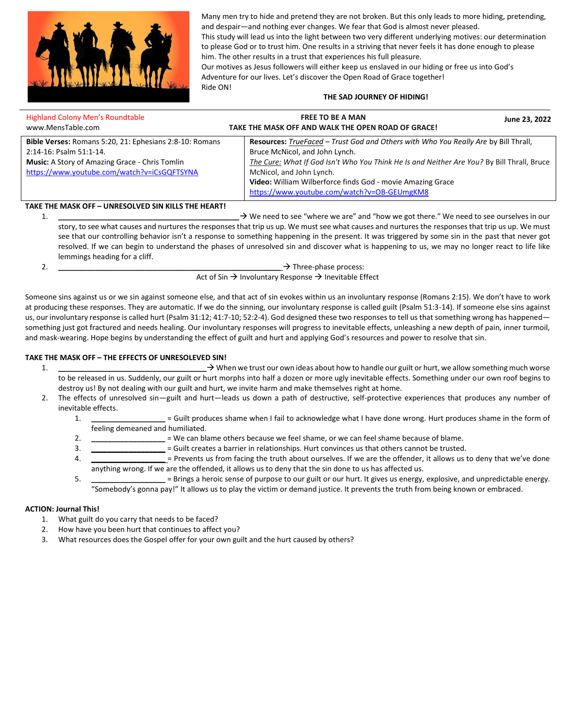Many men try to hide and pretend they are not broken. But this only leads to more hiding, pretending, and despair—and nothing ever changes. We fear that God is almost never pleased.

This study will lead us into the light between two very different underlying motives: our determination to please God or to trust him. One results in a striving that never feels it has done enough to please him. The other results in a trust that experiences his full pleasure.

Our motives as Jesus followers will either keep us enslaved in our hiding or free us into God's Adventure for our lives. Let's discover the Open Road of Grace together!

Ride ON!

**THE SAD JOURNEY OF HIDING!**

---

Highland Colony Men's Roundtable
www.MensTable.com

**FREE TO BE A MAN**
**TAKE THE MASK OFF AND WALK THE OPEN ROAD OF GRACE!**

**June 23, 2022**

| **Bible Verses:** Romans 5:20, 21: Ephesians 2:8-10: Romans 2:14-16: Psalm 51:1-14.<br>**Music:** A Story of Amazing Grace - Chris Tomlin<br>https://www.youtube.com/watch?v=iCsGQFTSYNA | **Resources:** _TrueFaced_ – *Trust God and Others with Who You Really Are* by Bill Thrall, Bruce McNicol, and John Lynch.<br>_The Cure:_ *What If God Isn't Who You Think He Is and Neither Are You?* By Bill Thrall, Bruce McNicol, and John Lynch.<br>**Video:** William Wilberforce finds God - movie Amazing Grace<br>https://www.youtube.com/watch?v=OB-GEUmgKM8 |
|---|---|

**TAKE THE MASK OFF – UNRESOLVED SIN KILLS THE HEART!**

1. ______________________________________→ We need to see "where we are" and "how we got there." We need to see ourselves in our story, to see what causes and nurtures the responses that trip us up. We must see what causes and nurtures the responses that trip us up. We must see that our controlling behavior isn't a response to something happening in the present. It was triggered by some sin in the past that never got resolved. If we can begin to understand the phases of unresolved sin and discover what is happening to us, we may no longer react to life like lemmings heading for a cliff.
2. _______________________________________________________→ Three-phase process:
   Act of Sin → Involuntary Response → Inevitable Effect

Someone sins against us or we sin against someone else, and that act of sin evokes within us an involuntary response (Romans 2:15). We don't have to work at producing these responses. They are automatic. If we do the sinning, our involuntary response is called guilt (Psalm 51:3-14). If someone else sins against us, our involuntary response is called hurt (Psalm 31:12; 41:7-10; 52:2-4). God designed these two responses to tell us that something wrong has happened—something just got fractured and needs healing. Our involuntary responses will progress to inevitable effects, unleashing a new depth of pain, inner turmoil, and mask-wearing. Hope begins by understanding the effect of guilt and hurt and applying God's resources and power to resolve that sin.

**TAKE THE MASK OFF – THE EFFECTS OF UNRESOLEVED SIN!**

1. ______________________________________→ When we trust our own ideas about how to handle our guilt or hurt, we allow something much worse to be released in us. Suddenly, our guilt or hurt morphs into half a dozen or more ugly inevitable effects. Something under our own roof begins to destroy us! By not dealing with our guilt and hurt, we invite harm and make themselves right at home.
2. The effects of unresolved sin—guilt and hurt—leads us down a path of destructive, self-protective experiences that produces any number of inevitable effects.
   1. __________________ = Guilt produces shame when I fail to acknowledge what I have done wrong. Hurt produces shame in the form of feeling demeaned and humiliated.
   2. __________________ = We can blame others because we feel shame, or we can feel shame because of blame.
   3. __________________ = Guilt creates a barrier in relationships. Hurt convinces us that others cannot be trusted.
   4. __________________ = Prevents us from facing the truth about ourselves. If we are the offender, it allows us to deny that we've done anything wrong. If we are the offended, it allows us to deny that the sin done to us has affected us.
   5. __________________ = Brings a heroic sense of purpose to our guilt or our hurt. It gives us energy, explosive, and unpredictable energy. "Somebody's gonna pay!" It allows us to play the victim or demand justice. It prevents the truth from being known or embraced.

**ACTION: Journal This!**

1. What guilt do you carry that needs to be faced?
2. How have you been hurt that continues to affect you?
3. What resources does the Gospel offer for your own guilt and the hurt caused by others?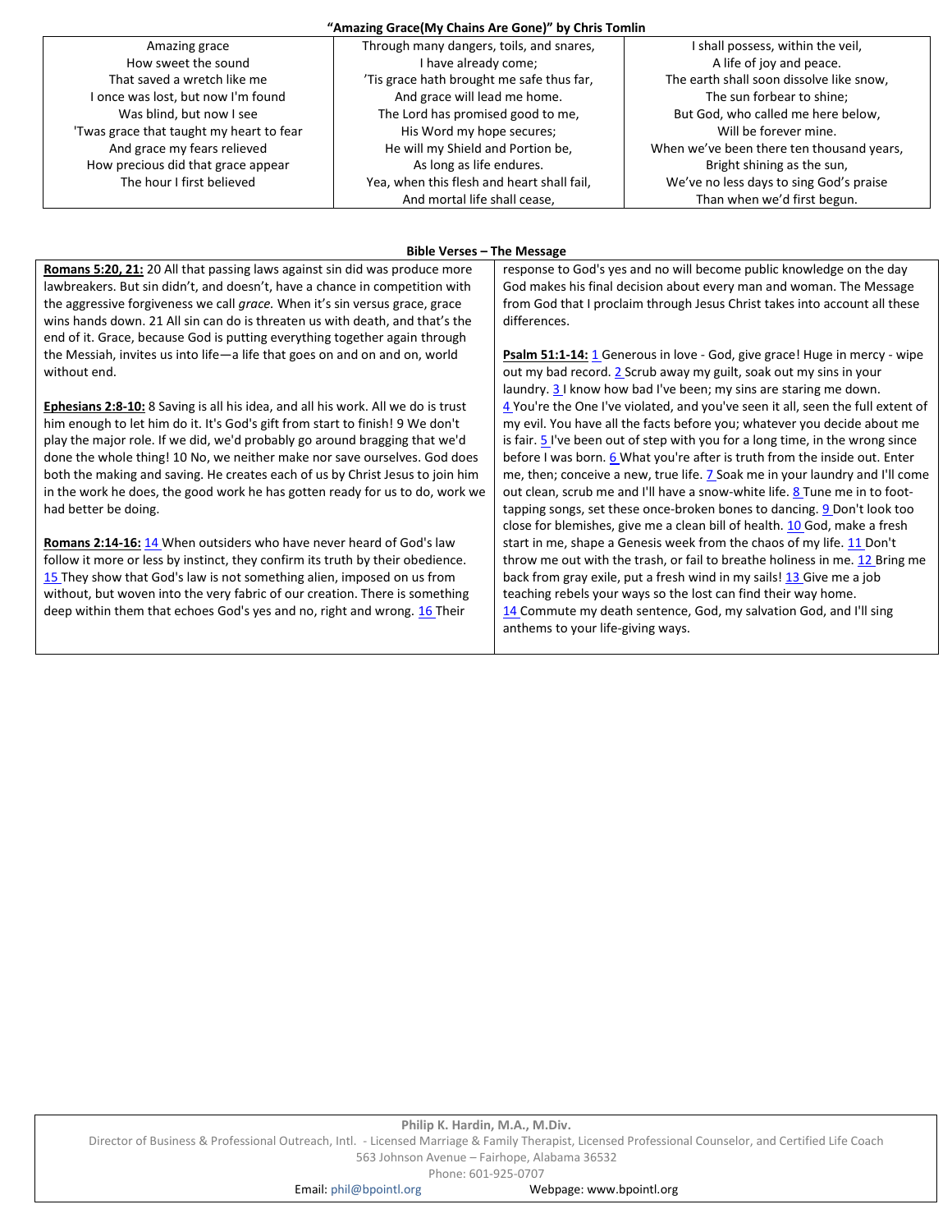**"Amazing Grace(My Chains Are Gone)" by Chris Tomlin**

| | | |
|---|---|---|
| Amazing grace<br>How sweet the sound<br>That saved a wretch like me<br>I once was lost, but now I'm found<br>Was blind, but now I see<br>'Twas grace that taught my heart to fear<br>And grace my fears relieved<br>How precious did that grace appear<br>The hour I first believed | Through many dangers, toils, and snares,<br>I have already come;<br>'Tis grace hath brought me safe thus far,<br>And grace will lead me home.<br>The Lord has promised good to me,<br>His Word my hope secures;<br>He will my Shield and Portion be,<br>As long as life endures.<br>Yea, when this flesh and heart shall fail,<br>And mortal life shall cease, | I shall possess, within the veil,<br>A life of joy and peace.<br>The earth shall soon dissolve like snow,<br>The sun forbear to shine;<br>But God, who called me here below,<br>Will be forever mine.<br>When we've been there ten thousand years,<br>Bright shining as the sun,<br>We've no less days to sing God's praise<br>Than when we'd first begun. |

**Bible Verses – The Message**

**Romans 5:20, 21:** 20 All that passing laws against sin did was produce more lawbreakers. But sin didn't, and doesn't, have a chance in competition with the aggressive forgiveness we call *grace.* When it's sin versus grace, grace wins hands down. 21 All sin can do is threaten us with death, and that's the end of it. Grace, because God is putting everything together again through the Messiah, invites us into life—a life that goes on and on and on, world without end.

**Ephesians 2:8-10:** 8 Saving is all his idea, and all his work. All we do is trust him enough to let him do it. It's God's gift from start to finish! 9 We don't play the major role. If we did, we'd probably go around bragging that we'd done the whole thing! 10 No, we neither make nor save ourselves. God does both the making and saving. He creates each of us by Christ Jesus to join him in the work he does, the good work he has gotten ready for us to do, work we had better be doing.

**Romans 2:14-16:** 14 When outsiders who have never heard of God's law follow it more or less by instinct, they confirm its truth by their obedience. 15 They show that God's law is not something alien, imposed on us from without, but woven into the very fabric of our creation. There is something deep within them that echoes God's yes and no, right and wrong. 16 Their response to God's yes and no will become public knowledge on the day God makes his final decision about every man and woman. The Message from God that I proclaim through Jesus Christ takes into account all these differences.

**Psalm 51:1-14:** 1 Generous in love - God, give grace! Huge in mercy - wipe out my bad record. 2 Scrub away my guilt, soak out my sins in your laundry. 3 I know how bad I've been; my sins are staring me down. 4 You're the One I've violated, and you've seen it all, seen the full extent of my evil. You have all the facts before you; whatever you decide about me is fair. 5 I've been out of step with you for a long time, in the wrong since before I was born. 6 What you're after is truth from the inside out. Enter me, then; conceive a new, true life. 7 Soak me in your laundry and I'll come out clean, scrub me and I'll have a snow-white life. 8 Tune me in to foot-tapping songs, set these once-broken bones to dancing. 9 Don't look too close for blemishes, give me a clean bill of health. 10 God, make a fresh start in me, shape a Genesis week from the chaos of my life. 11 Don't throw me out with the trash, or fail to breathe holiness in me. 12 Bring me back from gray exile, put a fresh wind in my sails! 13 Give me a job teaching rebels your ways so the lost can find their way home. 14 Commute my death sentence, God, my salvation God, and I'll sing anthems to your life-giving ways.

**Philip K. Hardin, M.A., M.Div.**
Director of Business & Professional Outreach, Intl. - Licensed Marriage & Family Therapist, Licensed Professional Counselor, and Certified Life Coach
563 Johnson Avenue – Fairhope, Alabama 36532
Phone: 601-925-0707
Email: phil@bpointl.org Webpage: www.bpointl.org